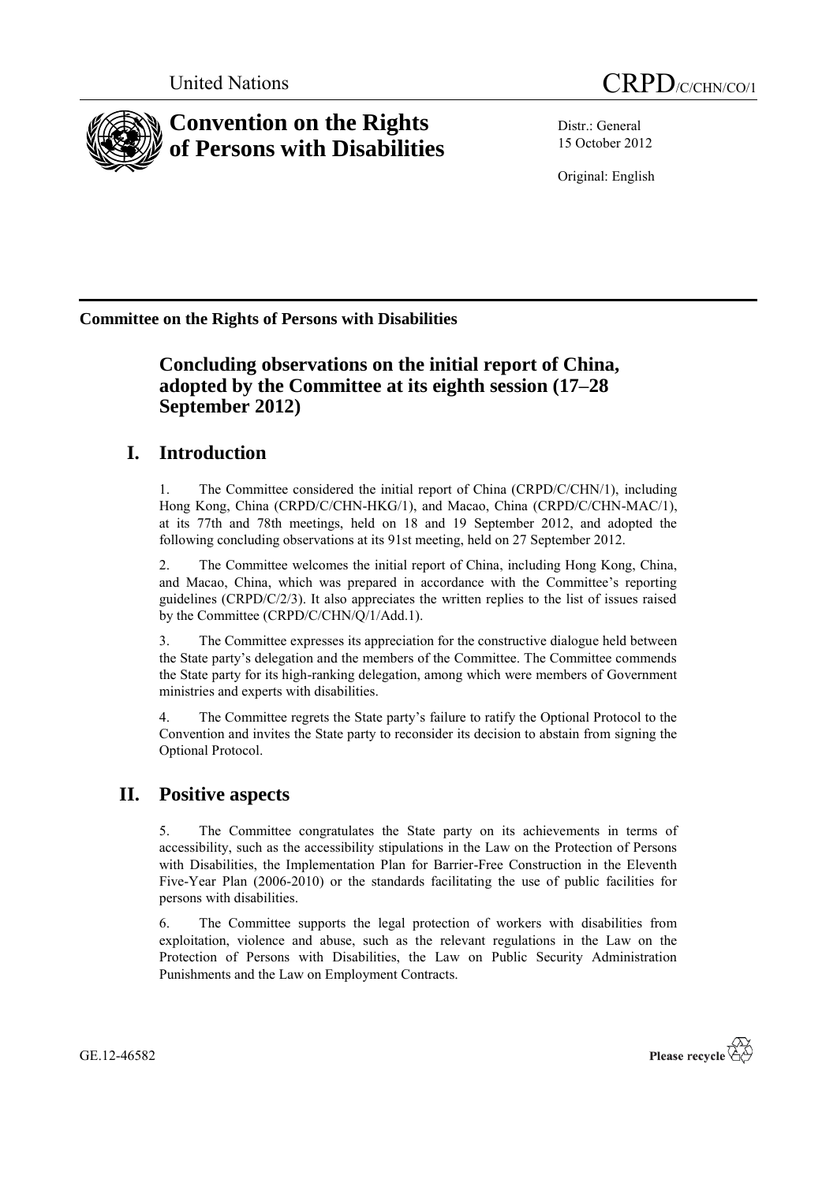United Nations

CRPD/C/CHN/CO/1

# Convention on the Rights of Persons with Disabilities

Distr.: General
15 October 2012

Original: English

**Committee on the Rights of Persons with Disabilities**

## Concluding observations on the initial report of China, adopted by the Committee at its eighth session (17–28 September 2012)

## I. Introduction

1. The Committee considered the initial report of China (CRPD/C/CHN/1), including Hong Kong, China (CRPD/C/CHN-HKG/1), and Macao, China (CRPD/C/CHN-MAC/1), at its 77th and 78th meetings, held on 18 and 19 September 2012, and adopted the following concluding observations at its 91st meeting, held on 27 September 2012.

2. The Committee welcomes the initial report of China, including Hong Kong, China, and Macao, China, which was prepared in accordance with the Committee's reporting guidelines (CRPD/C/2/3). It also appreciates the written replies to the list of issues raised by the Committee (CRPD/C/CHN/Q/1/Add.1).

3. The Committee expresses its appreciation for the constructive dialogue held between the State party's delegation and the members of the Committee. The Committee commends the State party for its high-ranking delegation, among which were members of Government ministries and experts with disabilities.

4. The Committee regrets the State party's failure to ratify the Optional Protocol to the Convention and invites the State party to reconsider its decision to abstain from signing the Optional Protocol.

## II. Positive aspects

5. The Committee congratulates the State party on its achievements in terms of accessibility, such as the accessibility stipulations in the Law on the Protection of Persons with Disabilities, the Implementation Plan for Barrier-Free Construction in the Eleventh Five-Year Plan (2006-2010) or the standards facilitating the use of public facilities for persons with disabilities.

6. The Committee supports the legal protection of workers with disabilities from exploitation, violence and abuse, such as the relevant regulations in the Law on the Protection of Persons with Disabilities, the Law on Public Security Administration Punishments and the Law on Employment Contracts.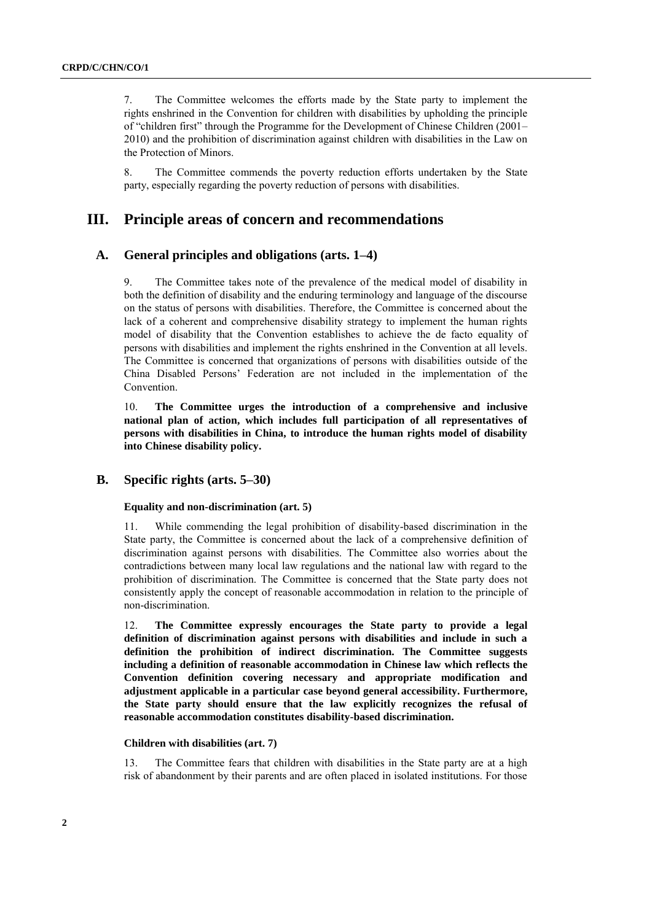7. The Committee welcomes the efforts made by the State party to implement the rights enshrined in the Convention for children with disabilities by upholding the principle of "children first" through the Programme for the Development of Chinese Children (2001–2010) and the prohibition of discrimination against children with disabilities in the Law on the Protection of Minors.

8. The Committee commends the poverty reduction efforts undertaken by the State party, especially regarding the poverty reduction of persons with disabilities.

# III. Principle areas of concern and recommendations

## A. General principles and obligations (arts. 1–4)

9. The Committee takes note of the prevalence of the medical model of disability in both the definition of disability and the enduring terminology and language of the discourse on the status of persons with disabilities. Therefore, the Committee is concerned about the lack of a coherent and comprehensive disability strategy to implement the human rights model of disability that the Convention establishes to achieve the de facto equality of persons with disabilities and implement the rights enshrined in the Convention at all levels. The Committee is concerned that organizations of persons with disabilities outside of the China Disabled Persons' Federation are not included in the implementation of the Convention.

10. **The Committee urges the introduction of a comprehensive and inclusive national plan of action, which includes full participation of all representatives of persons with disabilities in China, to introduce the human rights model of disability into Chinese disability policy.**

## B. Specific rights (arts. 5–30)

### Equality and non-discrimination (art. 5)

11. While commending the legal prohibition of disability-based discrimination in the State party, the Committee is concerned about the lack of a comprehensive definition of discrimination against persons with disabilities. The Committee also worries about the contradictions between many local law regulations and the national law with regard to the prohibition of discrimination. The Committee is concerned that the State party does not consistently apply the concept of reasonable accommodation in relation to the principle of non-discrimination.

12. **The Committee expressly encourages the State party to provide a legal definition of discrimination against persons with disabilities and include in such a definition the prohibition of indirect discrimination. The Committee suggests including a definition of reasonable accommodation in Chinese law which reflects the Convention definition covering necessary and appropriate modification and adjustment applicable in a particular case beyond general accessibility. Furthermore, the State party should ensure that the law explicitly recognizes the refusal of reasonable accommodation constitutes disability-based discrimination.**

### Children with disabilities (art. 7)

13. The Committee fears that children with disabilities in the State party are at a high risk of abandonment by their parents and are often placed in isolated institutions. For those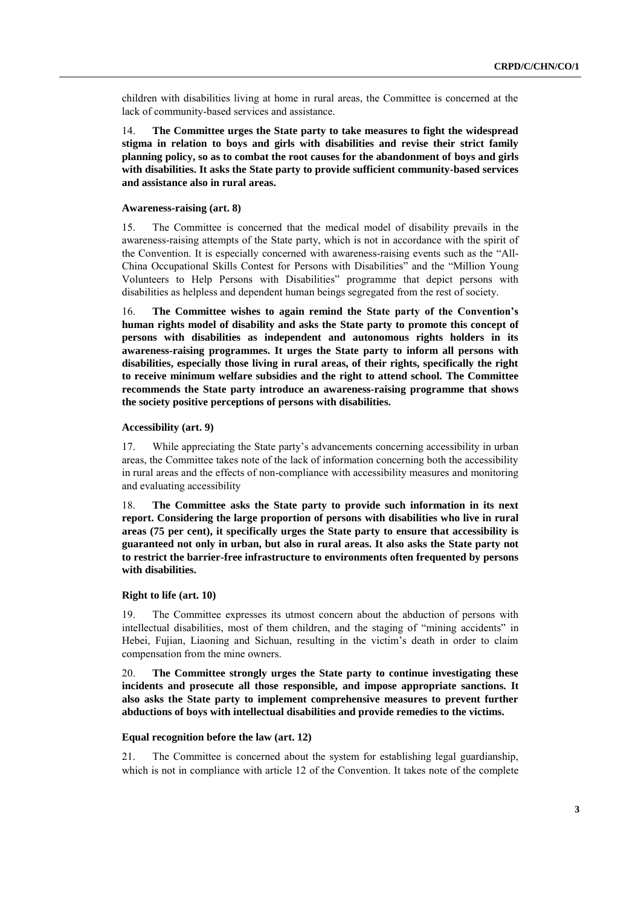children with disabilities living at home in rural areas, the Committee is concerned at the lack of community-based services and assistance.

14. **The Committee urges the State party to take measures to fight the widespread stigma in relation to boys and girls with disabilities and revise their strict family planning policy, so as to combat the root causes for the abandonment of boys and girls with disabilities. It asks the State party to provide sufficient community-based services and assistance also in rural areas.**

### Awareness-raising (art. 8)

15. The Committee is concerned that the medical model of disability prevails in the awareness-raising attempts of the State party, which is not in accordance with the spirit of the Convention. It is especially concerned with awareness-raising events such as the "All-China Occupational Skills Contest for Persons with Disabilities" and the "Million Young Volunteers to Help Persons with Disabilities" programme that depict persons with disabilities as helpless and dependent human beings segregated from the rest of society.

16. **The Committee wishes to again remind the State party of the Convention's human rights model of disability and asks the State party to promote this concept of persons with disabilities as independent and autonomous rights holders in its awareness-raising programmes. It urges the State party to inform all persons with disabilities, especially those living in rural areas, of their rights, specifically the right to receive minimum welfare subsidies and the right to attend school. The Committee recommends the State party introduce an awareness-raising programme that shows the society positive perceptions of persons with disabilities.**

### Accessibility (art. 9)

17. While appreciating the State party's advancements concerning accessibility in urban areas, the Committee takes note of the lack of information concerning both the accessibility in rural areas and the effects of non-compliance with accessibility measures and monitoring and evaluating accessibility

18. **The Committee asks the State party to provide such information in its next report. Considering the large proportion of persons with disabilities who live in rural areas (75 per cent), it specifically urges the State party to ensure that accessibility is guaranteed not only in urban, but also in rural areas. It also asks the State party not to restrict the barrier-free infrastructure to environments often frequented by persons with disabilities.**

### Right to life (art. 10)

19. The Committee expresses its utmost concern about the abduction of persons with intellectual disabilities, most of them children, and the staging of "mining accidents" in Hebei, Fujian, Liaoning and Sichuan, resulting in the victim's death in order to claim compensation from the mine owners.

20. **The Committee strongly urges the State party to continue investigating these incidents and prosecute all those responsible, and impose appropriate sanctions. It also asks the State party to implement comprehensive measures to prevent further abductions of boys with intellectual disabilities and provide remedies to the victims.**

### Equal recognition before the law (art. 12)

21. The Committee is concerned about the system for establishing legal guardianship, which is not in compliance with article 12 of the Convention. It takes note of the complete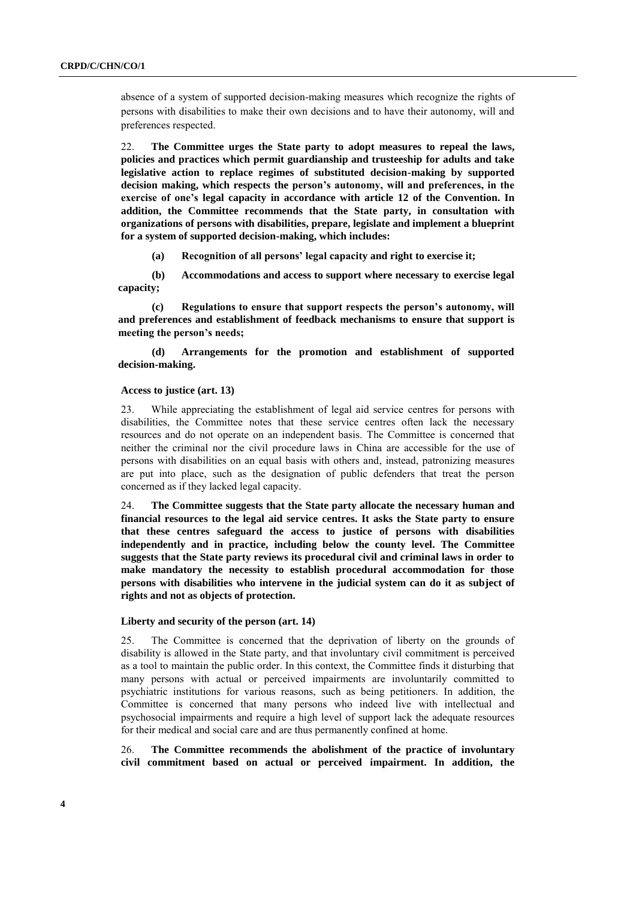absence of a system of supported decision-making measures which recognize the rights of persons with disabilities to make their own decisions and to have their autonomy, will and preferences respected.

22. **The Committee urges the State party to adopt measures to repeal the laws, policies and practices which permit guardianship and trusteeship for adults and take legislative action to replace regimes of substituted decision-making by supported decision making, which respects the person's autonomy, will and preferences, in the exercise of one's legal capacity in accordance with article 12 of the Convention. In addition, the Committee recommends that the State party, in consultation with organizations of persons with disabilities, prepare, legislate and implement a blueprint for a system of supported decision-making, which includes:**

**(a) Recognition of all persons' legal capacity and right to exercise it;**

**(b) Accommodations and access to support where necessary to exercise legal capacity;**

**(c) Regulations to ensure that support respects the person's autonomy, will and preferences and establishment of feedback mechanisms to ensure that support is meeting the person's needs;**

**(d) Arrangements for the promotion and establishment of supported decision-making.**

### Access to justice (art. 13)

23. While appreciating the establishment of legal aid service centres for persons with disabilities, the Committee notes that these service centres often lack the necessary resources and do not operate on an independent basis. The Committee is concerned that neither the criminal nor the civil procedure laws in China are accessible for the use of persons with disabilities on an equal basis with others and, instead, patronizing measures are put into place, such as the designation of public defenders that treat the person concerned as if they lacked legal capacity.

24. **The Committee suggests that the State party allocate the necessary human and financial resources to the legal aid service centres. It asks the State party to ensure that these centres safeguard the access to justice of persons with disabilities independently and in practice, including below the county level. The Committee suggests that the State party reviews its procedural civil and criminal laws in order to make mandatory the necessity to establish procedural accommodation for those persons with disabilities who intervene in the judicial system can do it as subject of rights and not as objects of protection.**

### Liberty and security of the person (art. 14)

25. The Committee is concerned that the deprivation of liberty on the grounds of disability is allowed in the State party, and that involuntary civil commitment is perceived as a tool to maintain the public order. In this context, the Committee finds it disturbing that many persons with actual or perceived impairments are involuntarily committed to psychiatric institutions for various reasons, such as being petitioners. In addition, the Committee is concerned that many persons who indeed live with intellectual and psychosocial impairments and require a high level of support lack the adequate resources for their medical and social care and are thus permanently confined at home.

26. **The Committee recommends the abolishment of the practice of involuntary civil commitment based on actual or perceived impairment. In addition, the**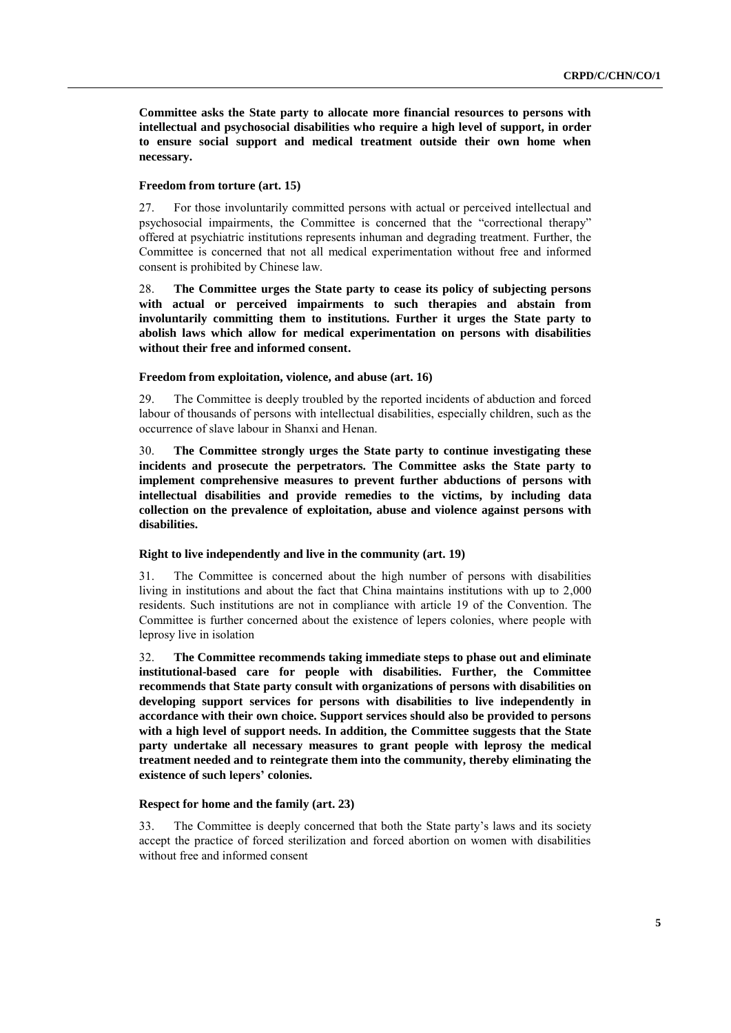**Committee asks the State party to allocate more financial resources to persons with intellectual and psychosocial disabilities who require a high level of support, in order to ensure social support and medical treatment outside their own home when necessary.**

**Freedom from torture (art. 15)**

27. For those involuntarily committed persons with actual or perceived intellectual and psychosocial impairments, the Committee is concerned that the "correctional therapy" offered at psychiatric institutions represents inhuman and degrading treatment. Further, the Committee is concerned that not all medical experimentation without free and informed consent is prohibited by Chinese law.

28. **The Committee urges the State party to cease its policy of subjecting persons with actual or perceived impairments to such therapies and abstain from involuntarily committing them to institutions. Further it urges the State party to abolish laws which allow for medical experimentation on persons with disabilities without their free and informed consent.**

**Freedom from exploitation, violence, and abuse (art. 16)**

29. The Committee is deeply troubled by the reported incidents of abduction and forced labour of thousands of persons with intellectual disabilities, especially children, such as the occurrence of slave labour in Shanxi and Henan.

30. **The Committee strongly urges the State party to continue investigating these incidents and prosecute the perpetrators. The Committee asks the State party to implement comprehensive measures to prevent further abductions of persons with intellectual disabilities and provide remedies to the victims, by including data collection on the prevalence of exploitation, abuse and violence against persons with disabilities.**

**Right to live independently and live in the community (art. 19)**

31. The Committee is concerned about the high number of persons with disabilities living in institutions and about the fact that China maintains institutions with up to 2,000 residents. Such institutions are not in compliance with article 19 of the Convention. The Committee is further concerned about the existence of lepers colonies, where people with leprosy live in isolation

32. **The Committee recommends taking immediate steps to phase out and eliminate institutional-based care for people with disabilities. Further, the Committee recommends that State party consult with organizations of persons with disabilities on developing support services for persons with disabilities to live independently in accordance with their own choice. Support services should also be provided to persons with a high level of support needs. In addition, the Committee suggests that the State party undertake all necessary measures to grant people with leprosy the medical treatment needed and to reintegrate them into the community, thereby eliminating the existence of such lepers' colonies.**

**Respect for home and the family (art. 23)**

33. The Committee is deeply concerned that both the State party's laws and its society accept the practice of forced sterilization and forced abortion on women with disabilities without free and informed consent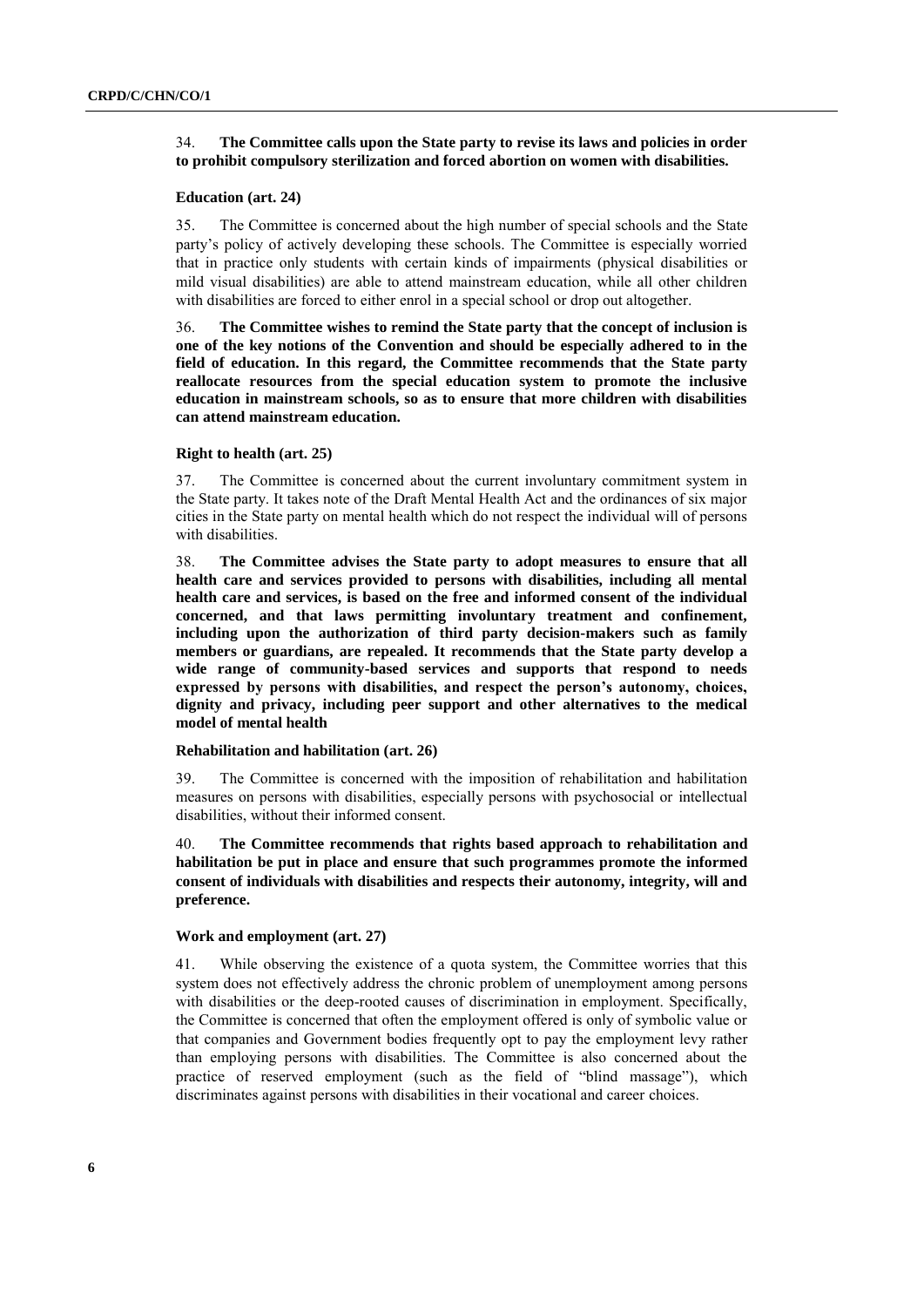34. **The Committee calls upon the State party to revise its laws and policies in order to prohibit compulsory sterilization and forced abortion on women with disabilities.**

### Education (art. 24)

35. The Committee is concerned about the high number of special schools and the State party's policy of actively developing these schools. The Committee is especially worried that in practice only students with certain kinds of impairments (physical disabilities or mild visual disabilities) are able to attend mainstream education, while all other children with disabilities are forced to either enrol in a special school or drop out altogether.

36. **The Committee wishes to remind the State party that the concept of inclusion is one of the key notions of the Convention and should be especially adhered to in the field of education. In this regard, the Committee recommends that the State party reallocate resources from the special education system to promote the inclusive education in mainstream schools, so as to ensure that more children with disabilities can attend mainstream education.**

### Right to health (art. 25)

37. The Committee is concerned about the current involuntary commitment system in the State party. It takes note of the Draft Mental Health Act and the ordinances of six major cities in the State party on mental health which do not respect the individual will of persons with disabilities.

38. **The Committee advises the State party to adopt measures to ensure that all health care and services provided to persons with disabilities, including all mental health care and services, is based on the free and informed consent of the individual concerned, and that laws permitting involuntary treatment and confinement, including upon the authorization of third party decision-makers such as family members or guardians, are repealed. It recommends that the State party develop a wide range of community-based services and supports that respond to needs expressed by persons with disabilities, and respect the person's autonomy, choices, dignity and privacy, including peer support and other alternatives to the medical model of mental health**

### Rehabilitation and habilitation (art. 26)

39. The Committee is concerned with the imposition of rehabilitation and habilitation measures on persons with disabilities, especially persons with psychosocial or intellectual disabilities, without their informed consent.

40. **The Committee recommends that rights based approach to rehabilitation and habilitation be put in place and ensure that such programmes promote the informed consent of individuals with disabilities and respects their autonomy, integrity, will and preference.**

### Work and employment (art. 27)

41. While observing the existence of a quota system, the Committee worries that this system does not effectively address the chronic problem of unemployment among persons with disabilities or the deep-rooted causes of discrimination in employment. Specifically, the Committee is concerned that often the employment offered is only of symbolic value or that companies and Government bodies frequently opt to pay the employment levy rather than employing persons with disabilities. The Committee is also concerned about the practice of reserved employment (such as the field of "blind massage"), which discriminates against persons with disabilities in their vocational and career choices.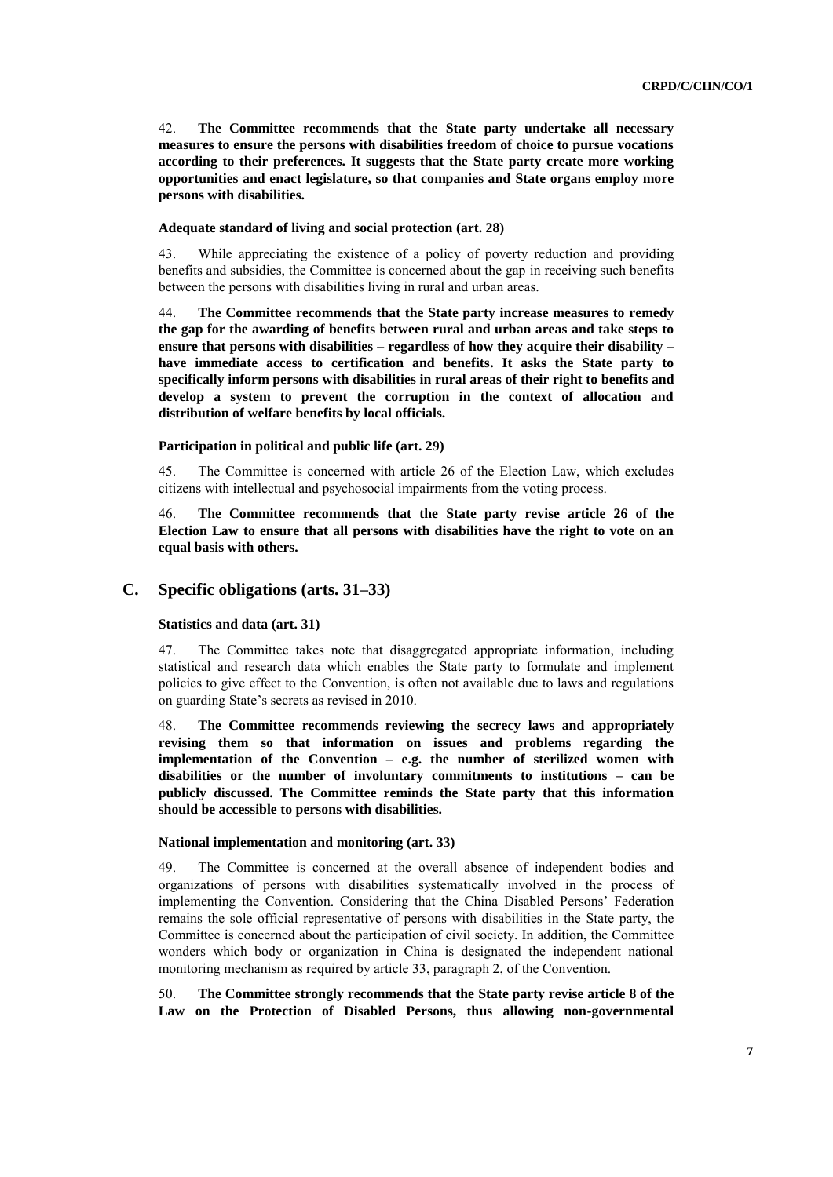42. **The Committee recommends that the State party undertake all necessary measures to ensure the persons with disabilities freedom of choice to pursue vocations according to their preferences. It suggests that the State party create more working opportunities and enact legislature, so that companies and State organs employ more persons with disabilities.**

#### Adequate standard of living and social protection (art. 28)

43. While appreciating the existence of a policy of poverty reduction and providing benefits and subsidies, the Committee is concerned about the gap in receiving such benefits between the persons with disabilities living in rural and urban areas.

44. **The Committee recommends that the State party increase measures to remedy the gap for the awarding of benefits between rural and urban areas and take steps to ensure that persons with disabilities – regardless of how they acquire their disability – have immediate access to certification and benefits. It asks the State party to specifically inform persons with disabilities in rural areas of their right to benefits and develop a system to prevent the corruption in the context of allocation and distribution of welfare benefits by local officials.**

#### Participation in political and public life (art. 29)

45. The Committee is concerned with article 26 of the Election Law, which excludes citizens with intellectual and psychosocial impairments from the voting process.

46. **The Committee recommends that the State party revise article 26 of the Election Law to ensure that all persons with disabilities have the right to vote on an equal basis with others.**

## C. Specific obligations (arts. 31–33)

#### Statistics and data (art. 31)

47. The Committee takes note that disaggregated appropriate information, including statistical and research data which enables the State party to formulate and implement policies to give effect to the Convention, is often not available due to laws and regulations on guarding State's secrets as revised in 2010.

48. **The Committee recommends reviewing the secrecy laws and appropriately revising them so that information on issues and problems regarding the implementation of the Convention – e.g. the number of sterilized women with disabilities or the number of involuntary commitments to institutions – can be publicly discussed. The Committee reminds the State party that this information should be accessible to persons with disabilities.**

#### National implementation and monitoring (art. 33)

49. The Committee is concerned at the overall absence of independent bodies and organizations of persons with disabilities systematically involved in the process of implementing the Convention. Considering that the China Disabled Persons' Federation remains the sole official representative of persons with disabilities in the State party, the Committee is concerned about the participation of civil society. In addition, the Committee wonders which body or organization in China is designated the independent national monitoring mechanism as required by article 33, paragraph 2, of the Convention.

50. **The Committee strongly recommends that the State party revise article 8 of the Law on the Protection of Disabled Persons, thus allowing non-governmental**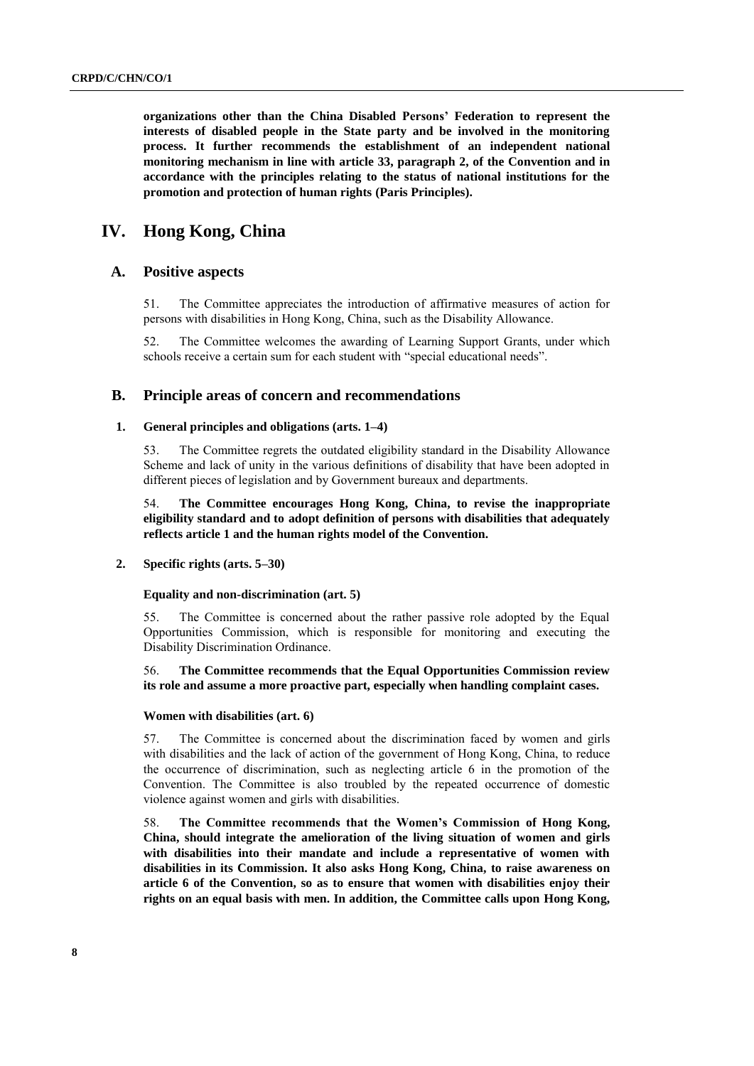**organizations other than the China Disabled Persons' Federation to represent the interests of disabled people in the State party and be involved in the monitoring process. It further recommends the establishment of an independent national monitoring mechanism in line with article 33, paragraph 2, of the Convention and in accordance with the principles relating to the status of national institutions for the promotion and protection of human rights (Paris Principles).**

# IV. Hong Kong, China

## A. Positive aspects

51. The Committee appreciates the introduction of affirmative measures of action for persons with disabilities in Hong Kong, China, such as the Disability Allowance.

52. The Committee welcomes the awarding of Learning Support Grants, under which schools receive a certain sum for each student with "special educational needs".

## B. Principle areas of concern and recommendations

### 1. General principles and obligations (arts. 1–4)

53. The Committee regrets the outdated eligibility standard in the Disability Allowance Scheme and lack of unity in the various definitions of disability that have been adopted in different pieces of legislation and by Government bureaux and departments.

54. **The Committee encourages Hong Kong, China, to revise the inappropriate eligibility standard and to adopt definition of persons with disabilities that adequately reflects article 1 and the human rights model of the Convention.**

### 2. Specific rights (arts. 5–30)

#### Equality and non-discrimination (art. 5)

55. The Committee is concerned about the rather passive role adopted by the Equal Opportunities Commission, which is responsible for monitoring and executing the Disability Discrimination Ordinance.

56. **The Committee recommends that the Equal Opportunities Commission review its role and assume a more proactive part, especially when handling complaint cases.**

#### Women with disabilities (art. 6)

57. The Committee is concerned about the discrimination faced by women and girls with disabilities and the lack of action of the government of Hong Kong, China, to reduce the occurrence of discrimination, such as neglecting article 6 in the promotion of the Convention. The Committee is also troubled by the repeated occurrence of domestic violence against women and girls with disabilities.

58. **The Committee recommends that the Women's Commission of Hong Kong, China, should integrate the amelioration of the living situation of women and girls with disabilities into their mandate and include a representative of women with disabilities in its Commission. It also asks Hong Kong, China, to raise awareness on article 6 of the Convention, so as to ensure that women with disabilities enjoy their rights on an equal basis with men. In addition, the Committee calls upon Hong Kong,**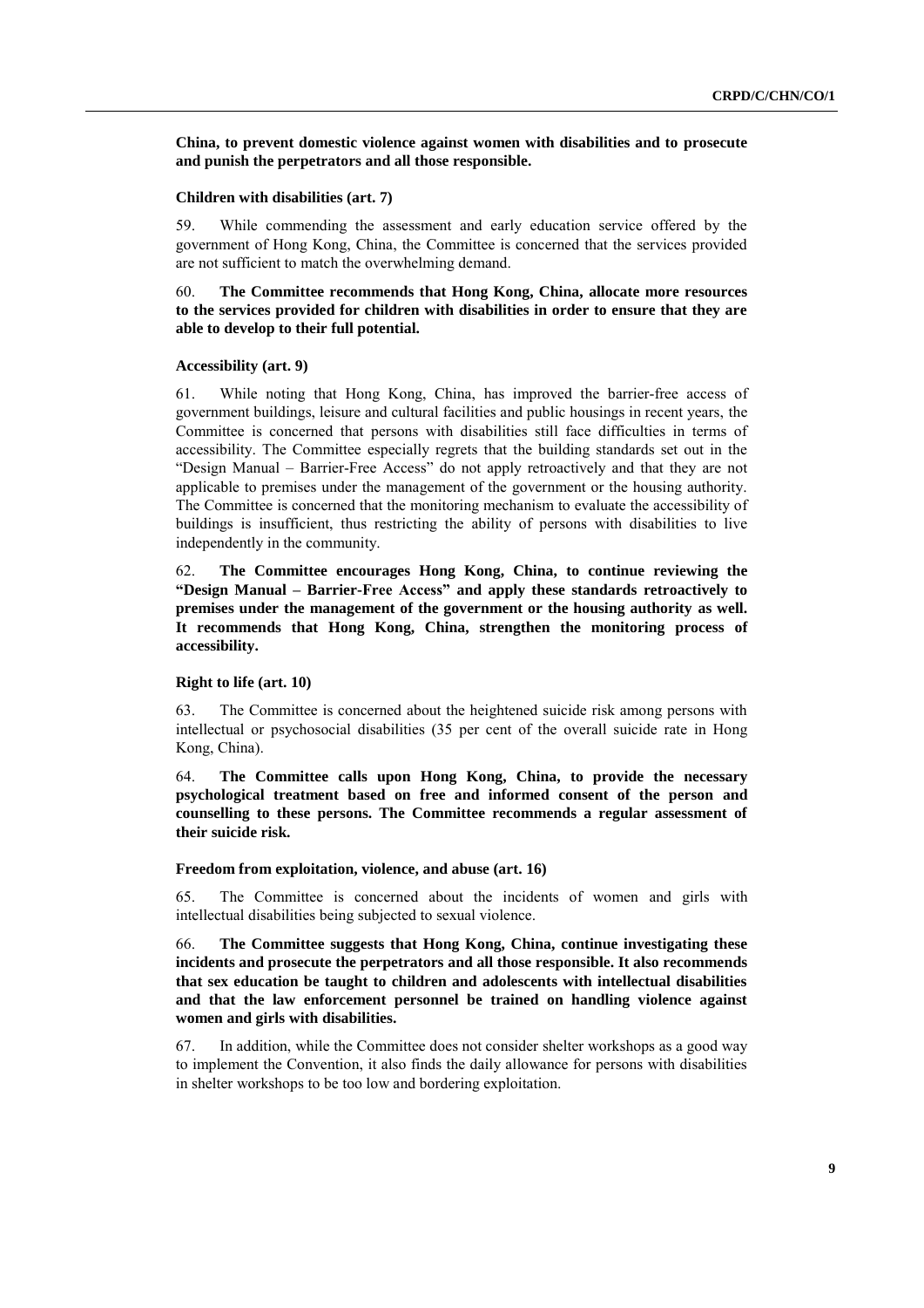**China, to prevent domestic violence against women with disabilities and to prosecute and punish the perpetrators and all those responsible.**

### Children with disabilities (art. 7)

59. While commending the assessment and early education service offered by the government of Hong Kong, China, the Committee is concerned that the services provided are not sufficient to match the overwhelming demand.

60. **The Committee recommends that Hong Kong, China, allocate more resources to the services provided for children with disabilities in order to ensure that they are able to develop to their full potential.**

### Accessibility (art. 9)

61. While noting that Hong Kong, China, has improved the barrier-free access of government buildings, leisure and cultural facilities and public housings in recent years, the Committee is concerned that persons with disabilities still face difficulties in terms of accessibility. The Committee especially regrets that the building standards set out in the "Design Manual – Barrier-Free Access" do not apply retroactively and that they are not applicable to premises under the management of the government or the housing authority. The Committee is concerned that the monitoring mechanism to evaluate the accessibility of buildings is insufficient, thus restricting the ability of persons with disabilities to live independently in the community.

62. **The Committee encourages Hong Kong, China, to continue reviewing the "Design Manual – Barrier-Free Access" and apply these standards retroactively to premises under the management of the government or the housing authority as well. It recommends that Hong Kong, China, strengthen the monitoring process of accessibility.**

### Right to life (art. 10)

63. The Committee is concerned about the heightened suicide risk among persons with intellectual or psychosocial disabilities (35 per cent of the overall suicide rate in Hong Kong, China).

64. **The Committee calls upon Hong Kong, China, to provide the necessary psychological treatment based on free and informed consent of the person and counselling to these persons. The Committee recommends a regular assessment of their suicide risk.**

### Freedom from exploitation, violence, and abuse (art. 16)

65. The Committee is concerned about the incidents of women and girls with intellectual disabilities being subjected to sexual violence.

66. **The Committee suggests that Hong Kong, China, continue investigating these incidents and prosecute the perpetrators and all those responsible. It also recommends that sex education be taught to children and adolescents with intellectual disabilities and that the law enforcement personnel be trained on handling violence against women and girls with disabilities.**

67. In addition, while the Committee does not consider shelter workshops as a good way to implement the Convention, it also finds the daily allowance for persons with disabilities in shelter workshops to be too low and bordering exploitation.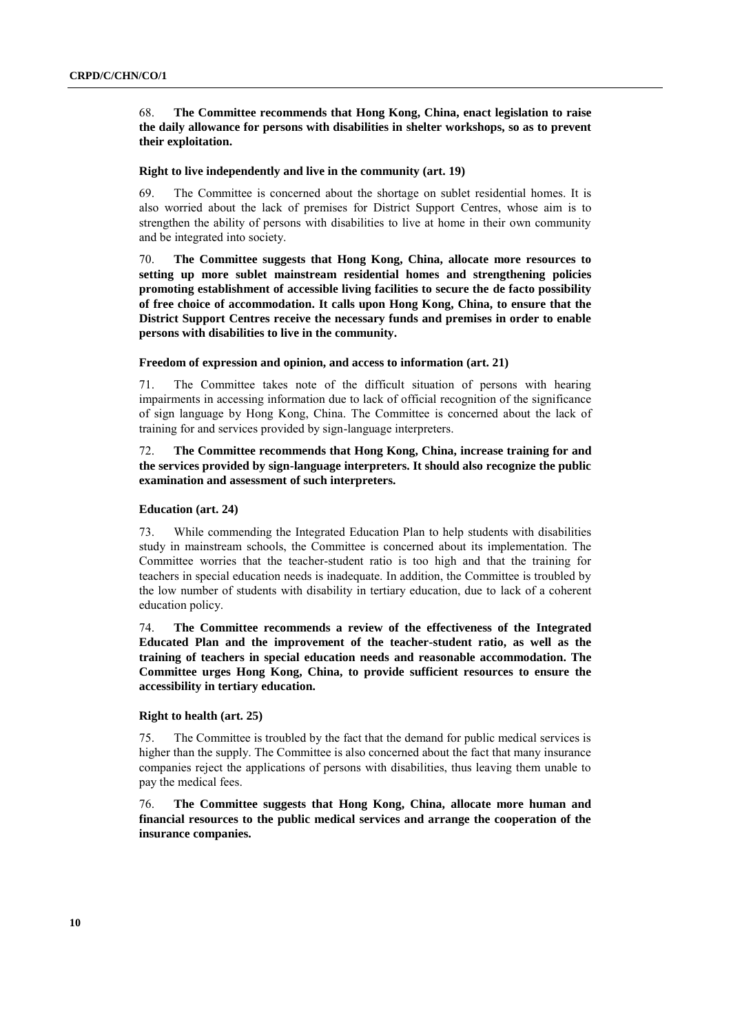68. **The Committee recommends that Hong Kong, China, enact legislation to raise the daily allowance for persons with disabilities in shelter workshops, so as to prevent their exploitation.**

#### Right to live independently and live in the community (art. 19)

69. The Committee is concerned about the shortage on sublet residential homes. It is also worried about the lack of premises for District Support Centres, whose aim is to strengthen the ability of persons with disabilities to live at home in their own community and be integrated into society.

70. **The Committee suggests that Hong Kong, China, allocate more resources to setting up more sublet mainstream residential homes and strengthening policies promoting establishment of accessible living facilities to secure the de facto possibility of free choice of accommodation. It calls upon Hong Kong, China, to ensure that the District Support Centres receive the necessary funds and premises in order to enable persons with disabilities to live in the community.**

#### Freedom of expression and opinion, and access to information (art. 21)

71. The Committee takes note of the difficult situation of persons with hearing impairments in accessing information due to lack of official recognition of the significance of sign language by Hong Kong, China. The Committee is concerned about the lack of training for and services provided by sign-language interpreters.

72. **The Committee recommends that Hong Kong, China, increase training for and the services provided by sign-language interpreters. It should also recognize the public examination and assessment of such interpreters.**

#### Education (art. 24)

73. While commending the Integrated Education Plan to help students with disabilities study in mainstream schools, the Committee is concerned about its implementation. The Committee worries that the teacher-student ratio is too high and that the training for teachers in special education needs is inadequate. In addition, the Committee is troubled by the low number of students with disability in tertiary education, due to lack of a coherent education policy.

74. **The Committee recommends a review of the effectiveness of the Integrated Educated Plan and the improvement of the teacher-student ratio, as well as the training of teachers in special education needs and reasonable accommodation. The Committee urges Hong Kong, China, to provide sufficient resources to ensure the accessibility in tertiary education.**

#### Right to health (art. 25)

75. The Committee is troubled by the fact that the demand for public medical services is higher than the supply. The Committee is also concerned about the fact that many insurance companies reject the applications of persons with disabilities, thus leaving them unable to pay the medical fees.

76. **The Committee suggests that Hong Kong, China, allocate more human and financial resources to the public medical services and arrange the cooperation of the insurance companies.**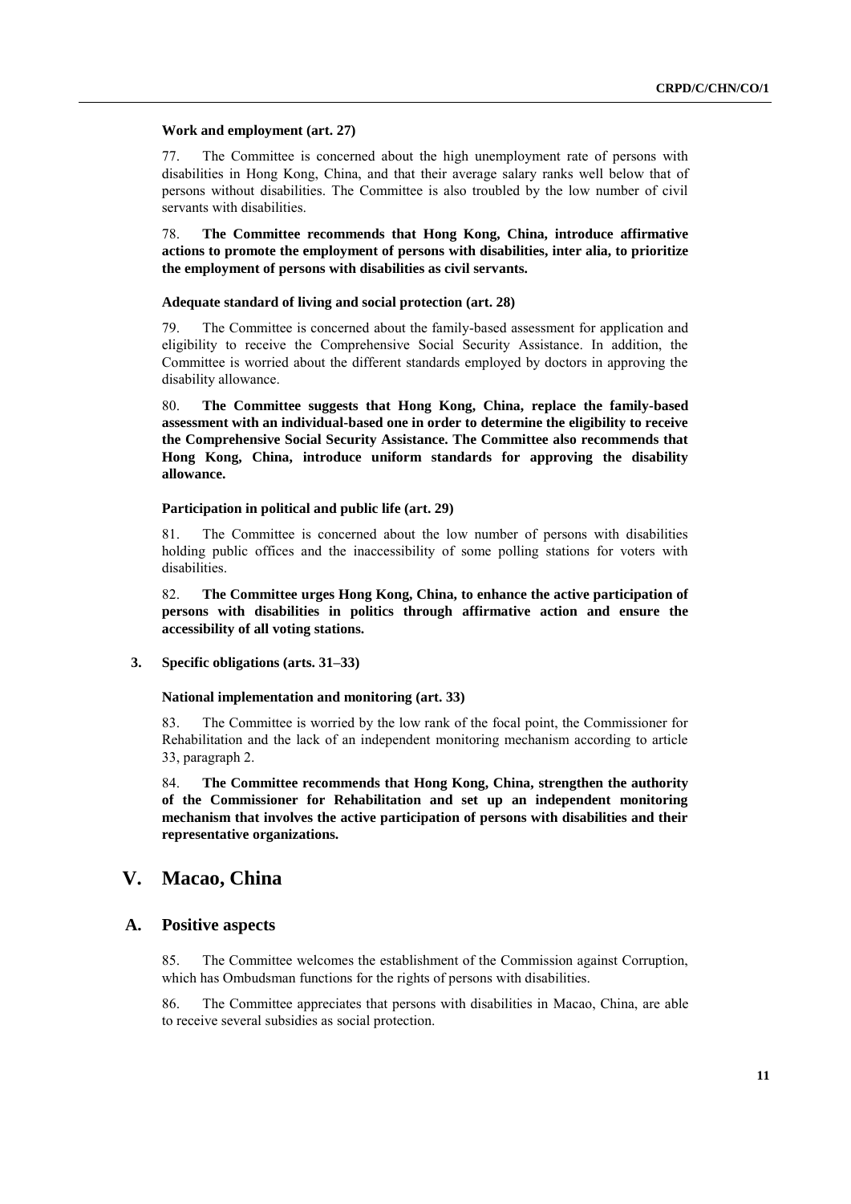#### Work and employment (art. 27)

77. The Committee is concerned about the high unemployment rate of persons with disabilities in Hong Kong, China, and that their average salary ranks well below that of persons without disabilities. The Committee is also troubled by the low number of civil servants with disabilities.

78. **The Committee recommends that Hong Kong, China, introduce affirmative actions to promote the employment of persons with disabilities, inter alia, to prioritize the employment of persons with disabilities as civil servants.**

#### Adequate standard of living and social protection (art. 28)

79. The Committee is concerned about the family-based assessment for application and eligibility to receive the Comprehensive Social Security Assistance. In addition, the Committee is worried about the different standards employed by doctors in approving the disability allowance.

80. **The Committee suggests that Hong Kong, China, replace the family-based assessment with an individual-based one in order to determine the eligibility to receive the Comprehensive Social Security Assistance. The Committee also recommends that Hong Kong, China, introduce uniform standards for approving the disability allowance.**

#### Participation in political and public life (art. 29)

81. The Committee is concerned about the low number of persons with disabilities holding public offices and the inaccessibility of some polling stations for voters with disabilities.

82. **The Committee urges Hong Kong, China, to enhance the active participation of persons with disabilities in politics through affirmative action and ensure the accessibility of all voting stations.**

### 3. Specific obligations (arts. 31–33)

#### National implementation and monitoring (art. 33)

83. The Committee is worried by the low rank of the focal point, the Commissioner for Rehabilitation and the lack of an independent monitoring mechanism according to article 33, paragraph 2.

84. **The Committee recommends that Hong Kong, China, strengthen the authority of the Commissioner for Rehabilitation and set up an independent monitoring mechanism that involves the active participation of persons with disabilities and their representative organizations.**

# V. Macao, China

## A. Positive aspects

85. The Committee welcomes the establishment of the Commission against Corruption, which has Ombudsman functions for the rights of persons with disabilities.

86. The Committee appreciates that persons with disabilities in Macao, China, are able to receive several subsidies as social protection.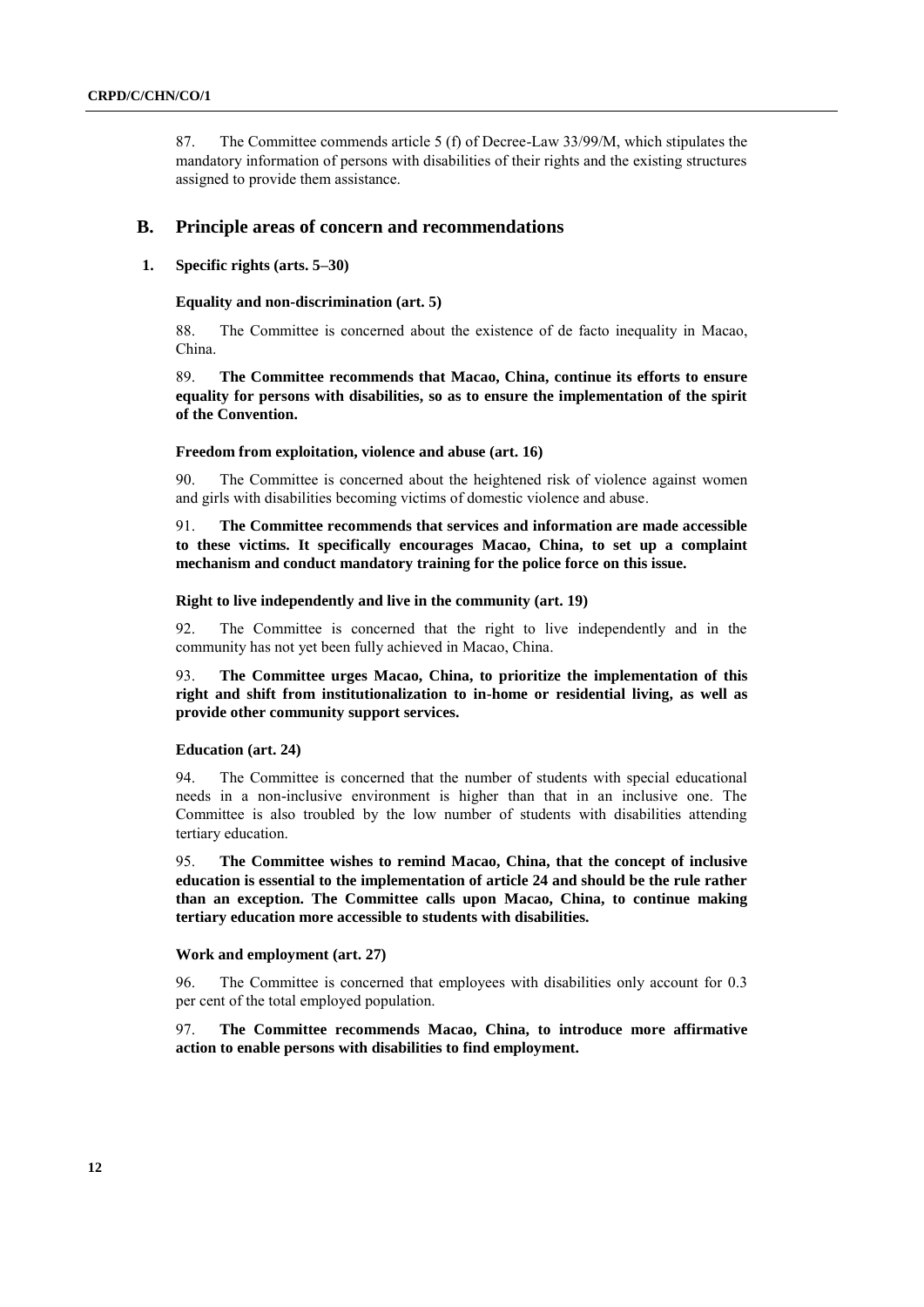87. The Committee commends article 5 (f) of Decree-Law 33/99/M, which stipulates the mandatory information of persons with disabilities of their rights and the existing structures assigned to provide them assistance.

## B. Principle areas of concern and recommendations

### 1. Specific rights (arts. 5–30)

#### Equality and non-discrimination (art. 5)

88. The Committee is concerned about the existence of de facto inequality in Macao, China.

89. **The Committee recommends that Macao, China, continue its efforts to ensure equality for persons with disabilities, so as to ensure the implementation of the spirit of the Convention.**

#### Freedom from exploitation, violence and abuse (art. 16)

90. The Committee is concerned about the heightened risk of violence against women and girls with disabilities becoming victims of domestic violence and abuse.

91. **The Committee recommends that services and information are made accessible to these victims. It specifically encourages Macao, China, to set up a complaint mechanism and conduct mandatory training for the police force on this issue.**

#### Right to live independently and live in the community (art. 19)

92. The Committee is concerned that the right to live independently and in the community has not yet been fully achieved in Macao, China.

93. **The Committee urges Macao, China, to prioritize the implementation of this right and shift from institutionalization to in-home or residential living, as well as provide other community support services.**

#### Education (art. 24)

94. The Committee is concerned that the number of students with special educational needs in a non-inclusive environment is higher than that in an inclusive one. The Committee is also troubled by the low number of students with disabilities attending tertiary education.

95. **The Committee wishes to remind Macao, China, that the concept of inclusive education is essential to the implementation of article 24 and should be the rule rather than an exception. The Committee calls upon Macao, China, to continue making tertiary education more accessible to students with disabilities.**

#### Work and employment (art. 27)

96. The Committee is concerned that employees with disabilities only account for 0.3 per cent of the total employed population.

97. **The Committee recommends Macao, China, to introduce more affirmative action to enable persons with disabilities to find employment.**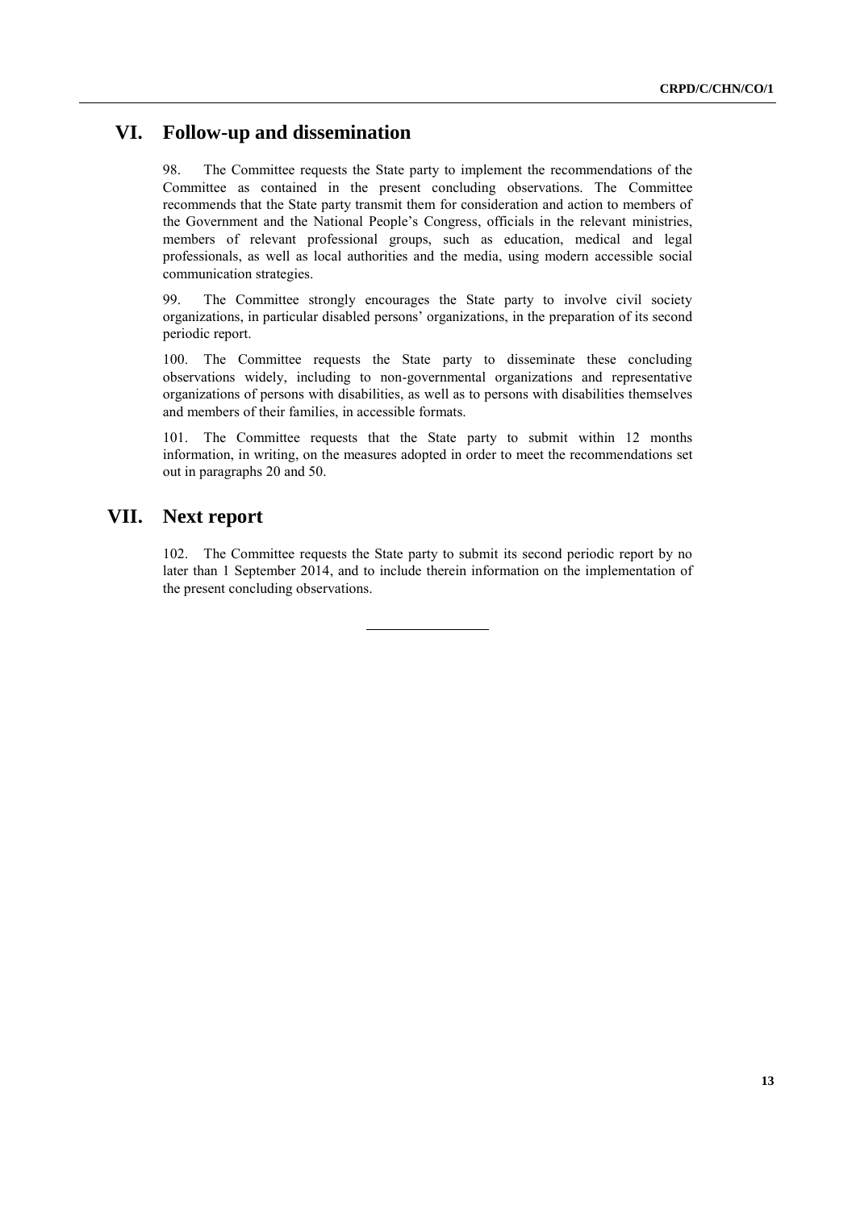## VI. Follow-up and dissemination

98. The Committee requests the State party to implement the recommendations of the Committee as contained in the present concluding observations. The Committee recommends that the State party transmit them for consideration and action to members of the Government and the National People's Congress, officials in the relevant ministries, members of relevant professional groups, such as education, medical and legal professionals, as well as local authorities and the media, using modern accessible social communication strategies.

99. The Committee strongly encourages the State party to involve civil society organizations, in particular disabled persons' organizations, in the preparation of its second periodic report.

100. The Committee requests the State party to disseminate these concluding observations widely, including to non-governmental organizations and representative organizations of persons with disabilities, as well as to persons with disabilities themselves and members of their families, in accessible formats.

101. The Committee requests that the State party to submit within 12 months information, in writing, on the measures adopted in order to meet the recommendations set out in paragraphs 20 and 50.

## VII. Next report

102. The Committee requests the State party to submit its second periodic report by no later than 1 September 2014, and to include therein information on the implementation of the present concluding observations.